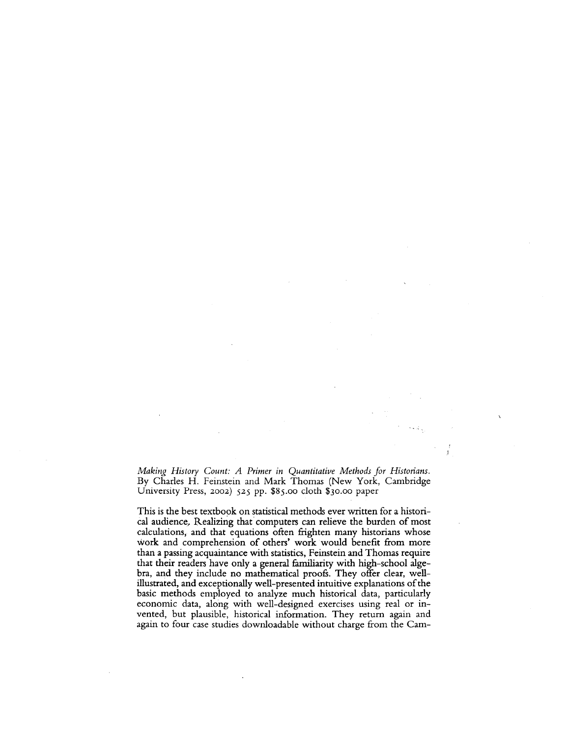*Making History Count: A Primer in Quantitative Methods for Historians.* By Charles H. Feinstein and Mark Thomas (New York, Cambridge University Press, 2002) 525 pp. $85.00 cloth $30.00 paper

This is the best textbook on statistical methods ever written for a historical audience. Realizing that computers can relieve the burden of most calculations, and that equations often frighten many historians whose work and comprehension of others' work would benefit from more than a passing acquaintance with statistics, Feinstein and Thomas require that their readers have only a general familiarity with high-school algebra, and they include no mathematical proofs. They offer clear, well-illustrated, and exceptionally well-presented intuitive explanations of the basic methods employed to analyze much historical data, particularly economic data, along with well-designed exercises using real or invented, but plausible, historical information. They return again and again to four case studies downloadable without charge from the Cam-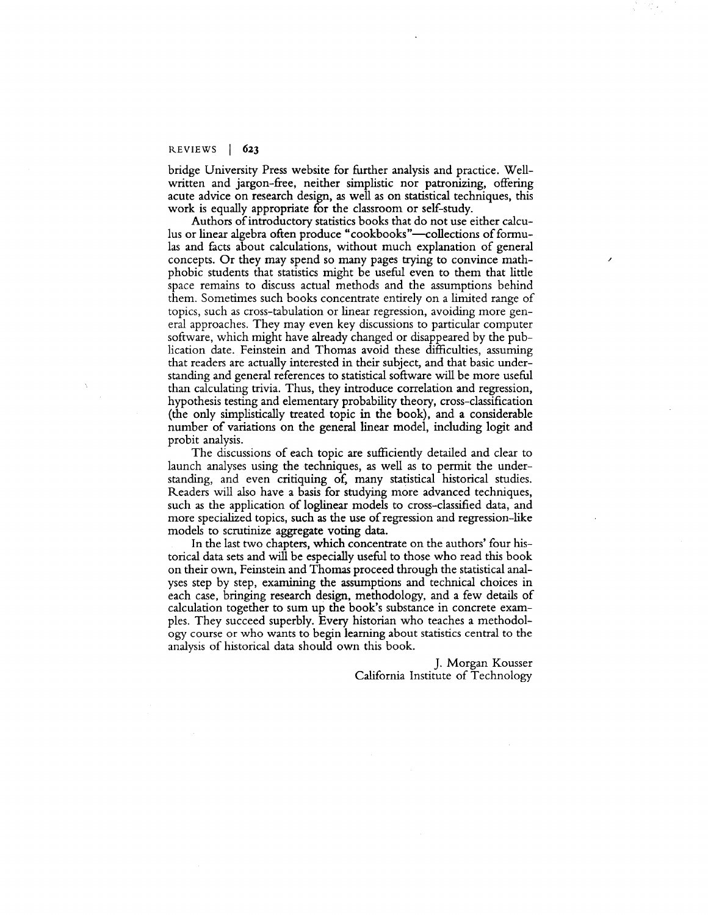bridge University Press website for further analysis and practice. Well-written and jargon-free, neither simplistic nor patronizing, offering acute advice on research design, as well as on statistical techniques, this work is equally appropriate for the classroom or self-study.

Authors of introductory statistics books that do not use either calculus or linear algebra often produce "cookbooks"—collections of formulas and facts about calculations, without much explanation of general concepts. Or they may spend so many pages trying to convince math-phobic students that statistics might be useful even to them that little space remains to discuss actual methods and the assumptions behind them. Sometimes such books concentrate entirely on a limited range of topics, such as cross-tabulation or linear regression, avoiding more general approaches. They may even key discussions to particular computer software, which might have already changed or disappeared by the publication date. Feinstein and Thomas avoid these difficulties, assuming that readers are actually interested in their subject, and that basic understanding and general references to statistical software will be more useful than calculating trivia. Thus, they introduce correlation and regression, hypothesis testing and elementary probability theory, cross-classification (the only simplistically treated topic in the book), and a considerable number of variations on the general linear model, including logit and probit analysis.

The discussions of each topic are sufficiently detailed and clear to launch analyses using the techniques, as well as to permit the understanding, and even critiquing of, many statistical historical studies. Readers will also have a basis for studying more advanced techniques, such as the application of loglinear models to cross-classified data, and more specialized topics, such as the use of regression and regression-like models to scrutinize aggregate voting data.

In the last two chapters, which concentrate on the authors' four historical data sets and will be especially useful to those who read this book on their own, Feinstein and Thomas proceed through the statistical analyses step by step, examining the assumptions and technical choices in each case, bringing research design, methodology, and a few details of calculation together to sum up the book's substance in concrete examples. They succeed superbly. Every historian who teaches a methodology course or who wants to begin learning about statistics central to the analysis of historical data should own this book.

J. Morgan Kousser
California Institute of Technology